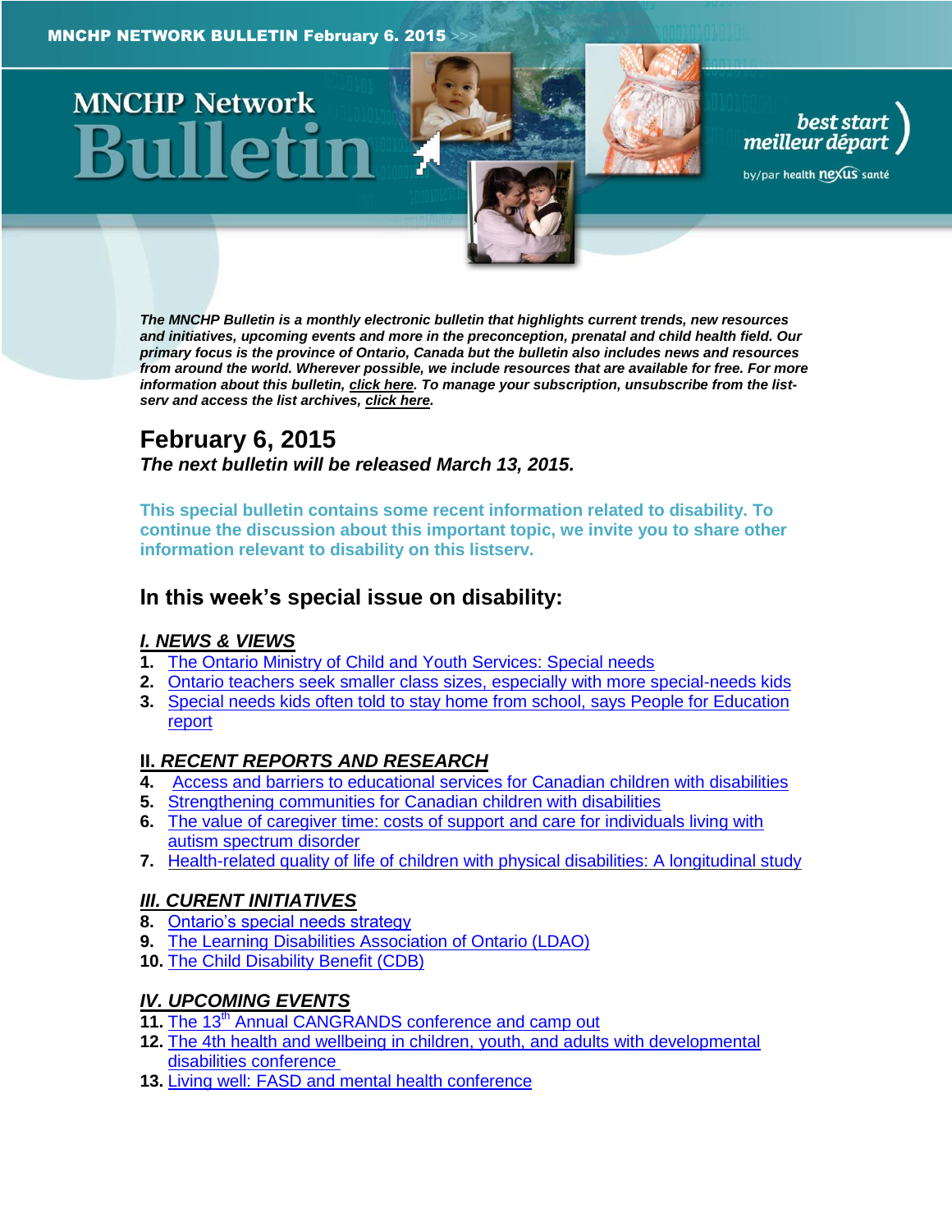MNCHP NETWORK BULLETIN February 6. 2015

# MNCHP Network Bulletin

best start meilleur départ by/par health nexus santé

***The MNCHP Bulletin is a monthly electronic bulletin that highlights current trends, new resources and initiatives, upcoming events and more in the preconception, prenatal and child health field. Our primary focus is the province of Ontario, Canada but the bulletin also includes news and resources from around the world. Wherever possible, we include resources that are available for free. For more information about this bulletin, click here. To manage your subscription, unsubscribe from the list-serv and access the list archives, click here.***

## February 6, 2015

***The next bulletin will be released March 13, 2015.***

**This special bulletin contains some recent information related to disability. To continue the discussion about this important topic, we invite you to share other information relevant to disability on this listserv.**

## In this week's special issue on disability:

### *I. NEWS & VIEWS*

1. The Ontario Ministry of Child and Youth Services: Special needs
2. Ontario teachers seek smaller class sizes, especially with more special-needs kids
3. Special needs kids often told to stay home from school, says People for Education report

### II. *RECENT REPORTS AND RESEARCH*

4. Access and barriers to educational services for Canadian children with disabilities
5. Strengthening communities for Canadian children with disabilities
6. The value of caregiver time: costs of support and care for individuals living with autism spectrum disorder
7. Health-related quality of life of children with physical disabilities: A longitudinal study

### *III. CURENT INITIATIVES*

8. Ontario's special needs strategy
9. The Learning Disabilities Association of Ontario (LDAO)
10. The Child Disability Benefit (CDB)

### *IV. UPCOMING EVENTS*

11. The 13th Annual CANGRANDS conference and camp out
12. The 4th health and wellbeing in children, youth, and adults with developmental disabilities conference
13. Living well: FASD and mental health conference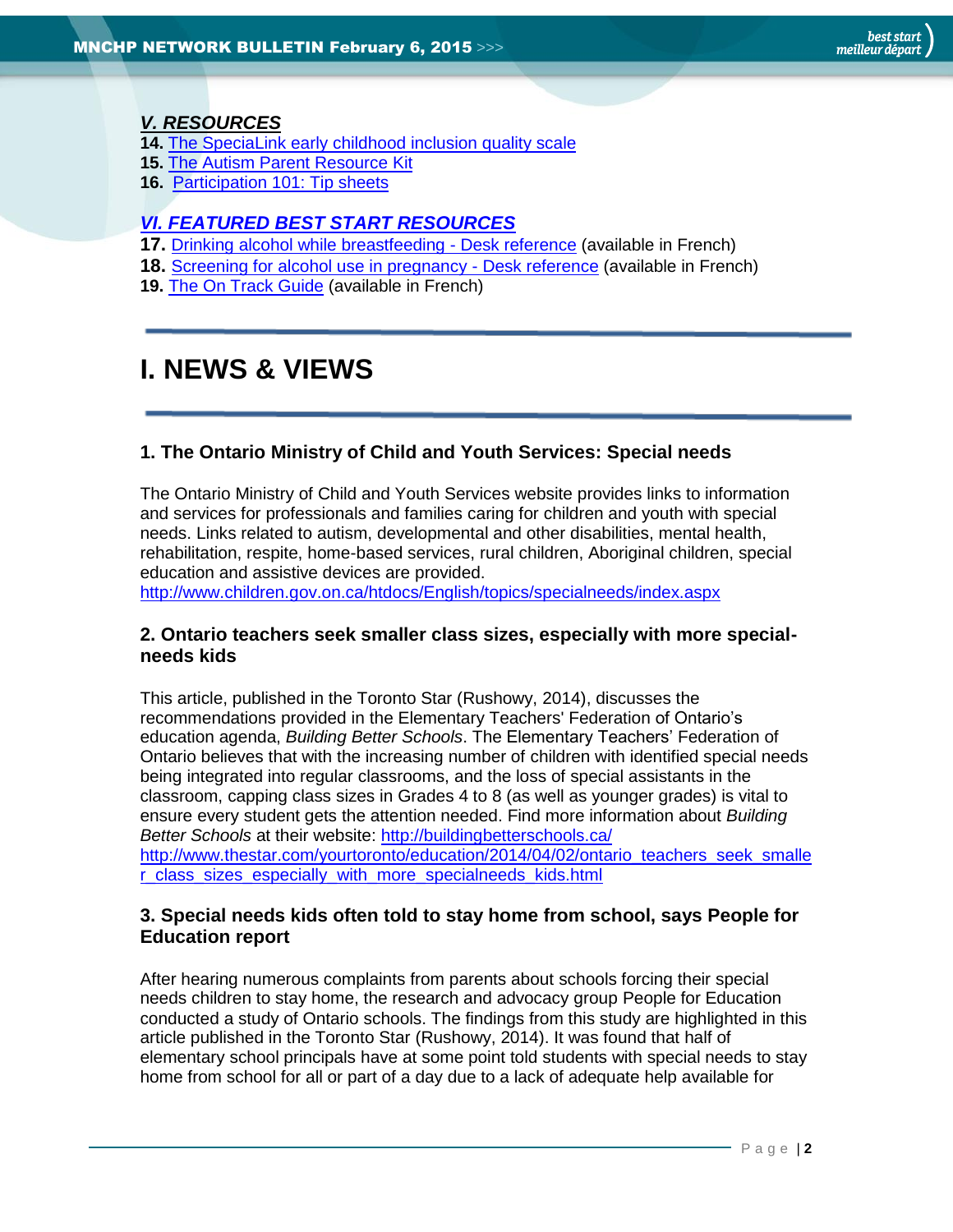***V. RESOURCES***

**14.** [The SpeciaLink early childhood inclusion quality scale]()
**15.** [The Autism Parent Resource Kit]()
**16.** [Participation 101: Tip sheets]()

***VI. FEATURED BEST START RESOURCES***

**17.** [Drinking alcohol while breastfeeding - Desk reference]() (available in French)
**18.** [Screening for alcohol use in pregnancy - Desk reference]() (available in French)
**19.** [The On Track Guide]() (available in French)

# I. NEWS & VIEWS

### 1. The Ontario Ministry of Child and Youth Services: Special needs

The Ontario Ministry of Child and Youth Services website provides links to information and services for professionals and families caring for children and youth with special needs. Links related to autism, developmental and other disabilities, mental health, rehabilitation, respite, home-based services, rural children, Aboriginal children, special education and assistive devices are provided.
http://www.children.gov.on.ca/htdocs/English/topics/specialneeds/index.aspx

### 2. Ontario teachers seek smaller class sizes, especially with more special-needs kids

This article, published in the Toronto Star (Rushowy, 2014), discusses the recommendations provided in the Elementary Teachers' Federation of Ontario's education agenda, *Building Better Schools*. The Elementary Teachers' Federation of Ontario believes that with the increasing number of children with identified special needs being integrated into regular classrooms, and the loss of special assistants in the classroom, capping class sizes in Grades 4 to 8 (as well as younger grades) is vital to ensure every student gets the attention needed. Find more information about *Building Better Schools* at their website: http://buildingbetterschools.ca/
http://www.thestar.com/yourtoronto/education/2014/04/02/ontario_teachers_seek_smaller_class_sizes_especially_with_more_specialneeds_kids.html

### 3. Special needs kids often told to stay home from school, says People for Education report

After hearing numerous complaints from parents about schools forcing their special needs children to stay home, the research and advocacy group People for Education conducted a study of Ontario schools. The findings from this study are highlighted in this article published in the Toronto Star (Rushowy, 2014). It was found that half of elementary school principals have at some point told students with special needs to stay home from school for all or part of a day due to a lack of adequate help available for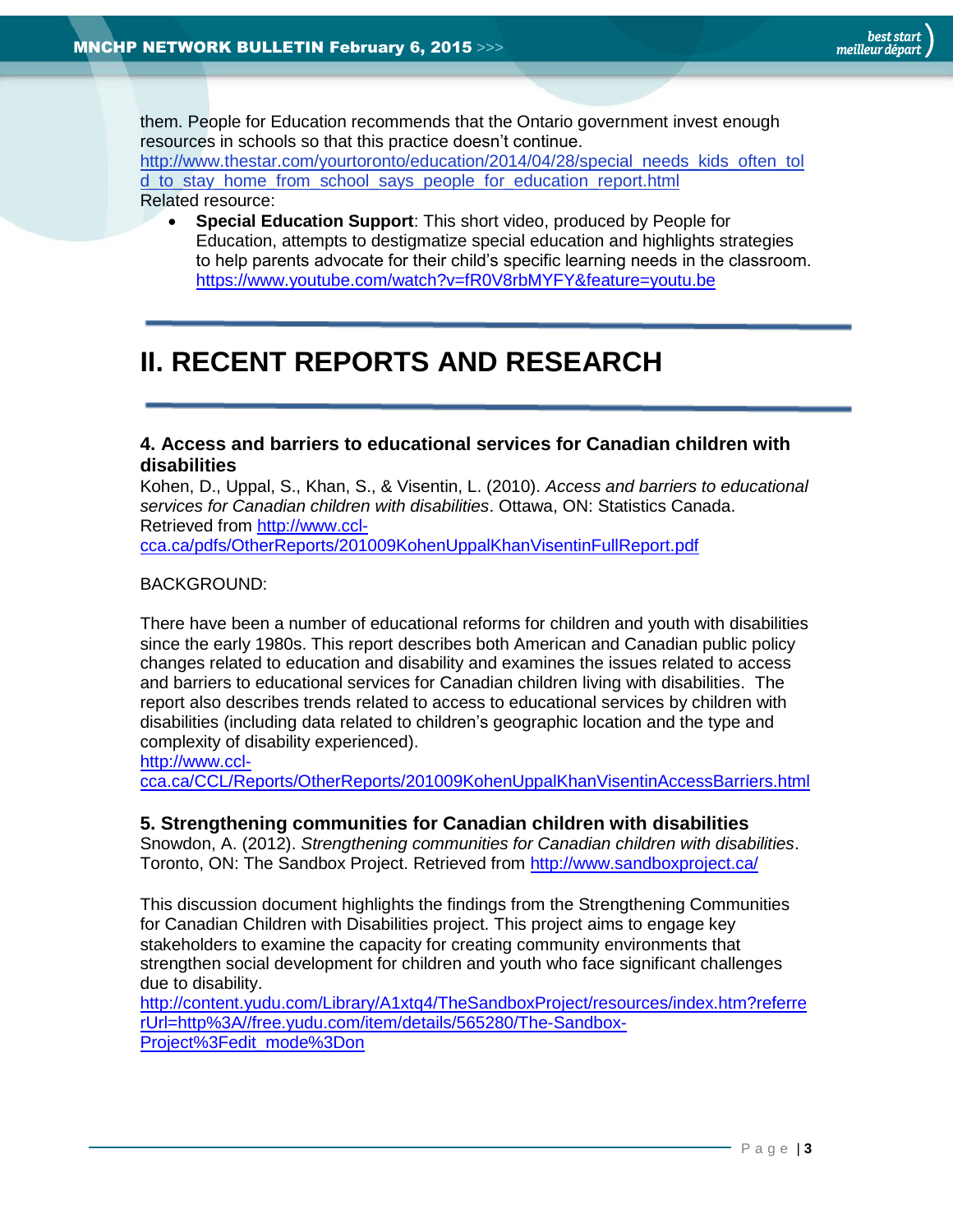them. People for Education recommends that the Ontario government invest enough resources in schools so that this practice doesn't continue.
http://www.thestar.com/yourtoronto/education/2014/04/28/special_needs_kids_often_told_to_stay_home_from_school_says_people_for_education_report.html
Related resource:

- **Special Education Support**: This short video, produced by People for Education, attempts to destigmatize special education and highlights strategies to help parents advocate for their child's specific learning needs in the classroom. https://www.youtube.com/watch?v=fR0V8rbMYFY&feature=youtu.be

---

# II. RECENT REPORTS AND RESEARCH

---

### 4. Access and barriers to educational services for Canadian children with disabilities

Kohen, D., Uppal, S., Khan, S., & Visentin, L. (2010). *Access and barriers to educational services for Canadian children with disabilities*. Ottawa, ON: Statistics Canada. Retrieved from http://www.ccl-cca.ca/pdfs/OtherReports/201009KohenUppalKhanVisentinFullReport.pdf

BACKGROUND:

There have been a number of educational reforms for children and youth with disabilities since the early 1980s. This report describes both American and Canadian public policy changes related to education and disability and examines the issues related to access and barriers to educational services for Canadian children living with disabilities. The report also describes trends related to access to educational services by children with disabilities (including data related to children's geographic location and the type and complexity of disability experienced).
http://www.ccl-cca.ca/CCL/Reports/OtherReports/201009KohenUppalKhanVisentinAccessBarriers.html

### 5. Strengthening communities for Canadian children with disabilities

Snowdon, A. (2012). *Strengthening communities for Canadian children with disabilities*. Toronto, ON: The Sandbox Project. Retrieved from http://www.sandboxproject.ca/

This discussion document highlights the findings from the Strengthening Communities for Canadian Children with Disabilities project. This project aims to engage key stakeholders to examine the capacity for creating community environments that strengthen social development for children and youth who face significant challenges due to disability.
http://content.yudu.com/Library/A1xtq4/TheSandboxProject/resources/index.htm?referrerUrl=http%3A//free.yudu.com/item/details/565280/The-Sandbox-Project%3Fedit_mode%3Don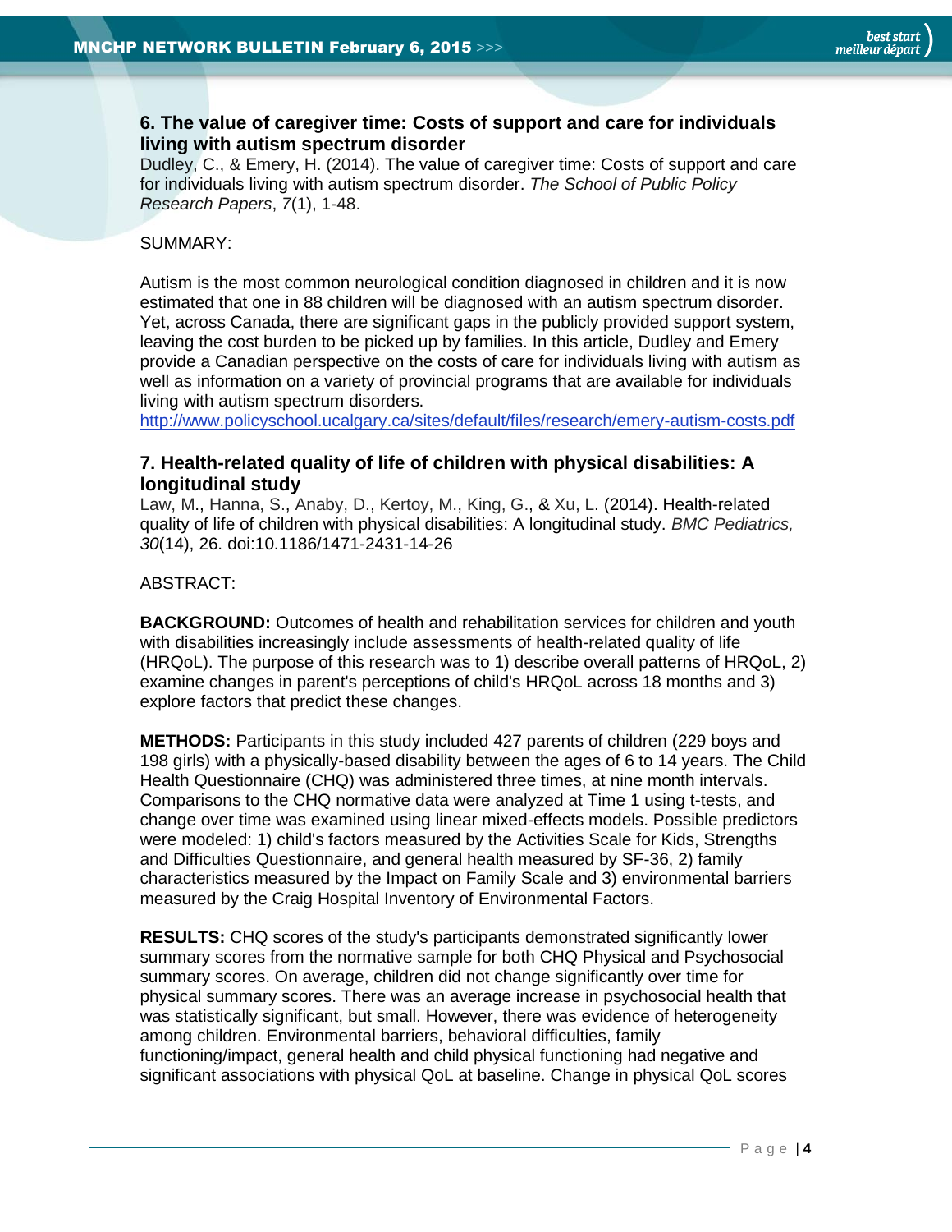### 6. The value of caregiver time: Costs of support and care for individuals living with autism spectrum disorder

Dudley, C., & Emery, H. (2014). The value of caregiver time: Costs of support and care for individuals living with autism spectrum disorder. *The School of Public Policy Research Papers*, *7*(1), 1-48.

SUMMARY:

Autism is the most common neurological condition diagnosed in children and it is now estimated that one in 88 children will be diagnosed with an autism spectrum disorder. Yet, across Canada, there are significant gaps in the publicly provided support system, leaving the cost burden to be picked up by families. In this article, Dudley and Emery provide a Canadian perspective on the costs of care for individuals living with autism as well as information on a variety of provincial programs that are available for individuals living with autism spectrum disorders.
http://www.policyschool.ucalgary.ca/sites/default/files/research/emery-autism-costs.pdf

### 7. Health-related quality of life of children with physical disabilities: A longitudinal study

Law, M., Hanna, S., Anaby, D., Kertoy, M., King, G., & Xu, L. (2014). Health-related quality of life of children with physical disabilities: A longitudinal study. *BMC Pediatrics, 30*(14), 26. doi:10.1186/1471-2431-14-26

ABSTRACT:

**BACKGROUND:** Outcomes of health and rehabilitation services for children and youth with disabilities increasingly include assessments of health-related quality of life (HRQoL). The purpose of this research was to 1) describe overall patterns of HRQoL, 2) examine changes in parent's perceptions of child's HRQoL across 18 months and 3) explore factors that predict these changes.

**METHODS:** Participants in this study included 427 parents of children (229 boys and 198 girls) with a physically-based disability between the ages of 6 to 14 years. The Child Health Questionnaire (CHQ) was administered three times, at nine month intervals. Comparisons to the CHQ normative data were analyzed at Time 1 using t-tests, and change over time was examined using linear mixed-effects models. Possible predictors were modeled: 1) child's factors measured by the Activities Scale for Kids, Strengths and Difficulties Questionnaire, and general health measured by SF-36, 2) family characteristics measured by the Impact on Family Scale and 3) environmental barriers measured by the Craig Hospital Inventory of Environmental Factors.

**RESULTS:** CHQ scores of the study's participants demonstrated significantly lower summary scores from the normative sample for both CHQ Physical and Psychosocial summary scores. On average, children did not change significantly over time for physical summary scores. There was an average increase in psychosocial health that was statistically significant, but small. However, there was evidence of heterogeneity among children. Environmental barriers, behavioral difficulties, family functioning/impact, general health and child physical functioning had negative and significant associations with physical QoL at baseline. Change in physical QoL scores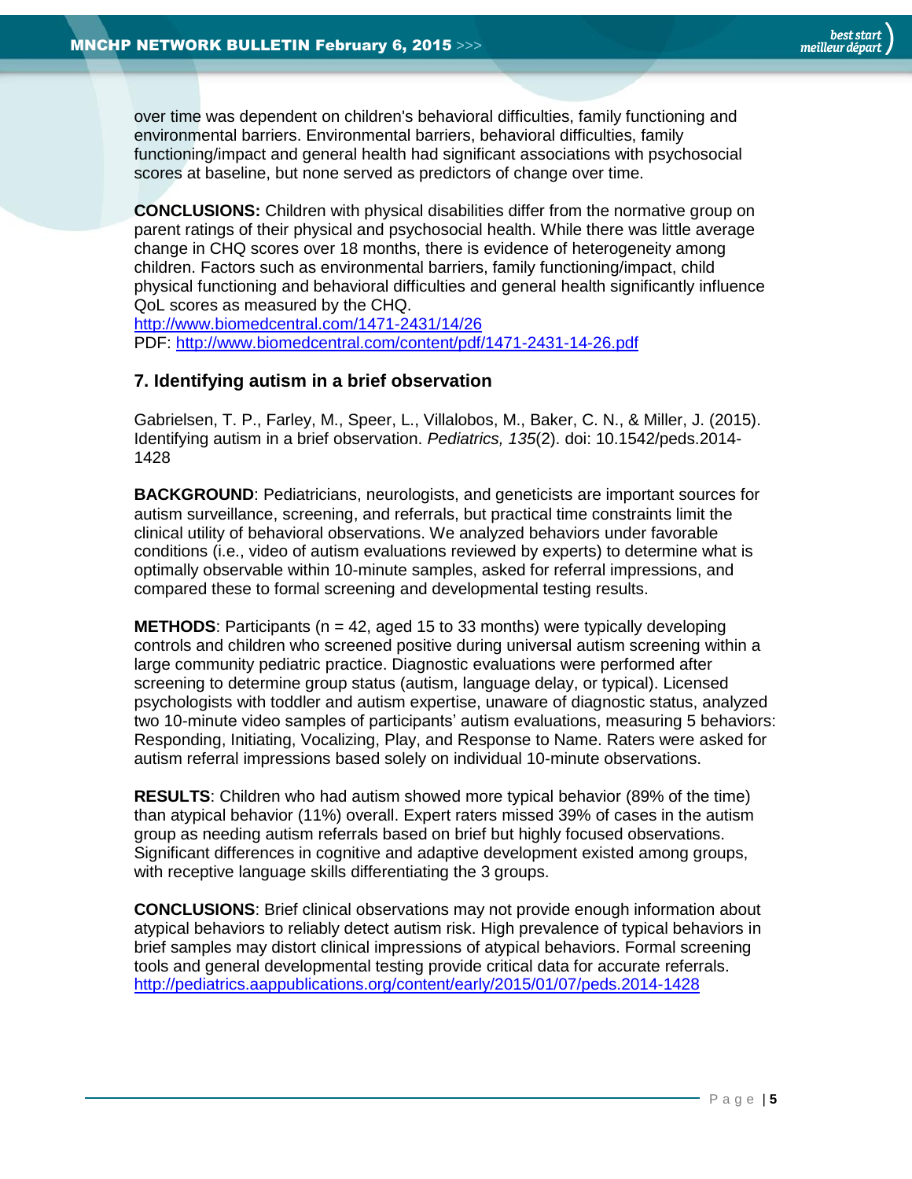over time was dependent on children's behavioral difficulties, family functioning and environmental barriers. Environmental barriers, behavioral difficulties, family functioning/impact and general health had significant associations with psychosocial scores at baseline, but none served as predictors of change over time.

**CONCLUSIONS:** Children with physical disabilities differ from the normative group on parent ratings of their physical and psychosocial health. While there was little average change in CHQ scores over 18 months, there is evidence of heterogeneity among children. Factors such as environmental barriers, family functioning/impact, child physical functioning and behavioral difficulties and general health significantly influence QoL scores as measured by the CHQ.
http://www.biomedcentral.com/1471-2431/14/26
PDF: http://www.biomedcentral.com/content/pdf/1471-2431-14-26.pdf

### 7. Identifying autism in a brief observation

Gabrielsen, T. P., Farley, M., Speer, L., Villalobos, M., Baker, C. N., & Miller, J. (2015). Identifying autism in a brief observation. *Pediatrics, 135*(2). doi: 10.1542/peds.2014-1428

**BACKGROUND**: Pediatricians, neurologists, and geneticists are important sources for autism surveillance, screening, and referrals, but practical time constraints limit the clinical utility of behavioral observations. We analyzed behaviors under favorable conditions (i.e., video of autism evaluations reviewed by experts) to determine what is optimally observable within 10-minute samples, asked for referral impressions, and compared these to formal screening and developmental testing results.

**METHODS**: Participants (n = 42, aged 15 to 33 months) were typically developing controls and children who screened positive during universal autism screening within a large community pediatric practice. Diagnostic evaluations were performed after screening to determine group status (autism, language delay, or typical). Licensed psychologists with toddler and autism expertise, unaware of diagnostic status, analyzed two 10-minute video samples of participants' autism evaluations, measuring 5 behaviors: Responding, Initiating, Vocalizing, Play, and Response to Name. Raters were asked for autism referral impressions based solely on individual 10-minute observations.

**RESULTS**: Children who had autism showed more typical behavior (89% of the time) than atypical behavior (11%) overall. Expert raters missed 39% of cases in the autism group as needing autism referrals based on brief but highly focused observations. Significant differences in cognitive and adaptive development existed among groups, with receptive language skills differentiating the 3 groups.

**CONCLUSIONS**: Brief clinical observations may not provide enough information about atypical behaviors to reliably detect autism risk. High prevalence of typical behaviors in brief samples may distort clinical impressions of atypical behaviors. Formal screening tools and general developmental testing provide critical data for accurate referrals.
http://pediatrics.aappublications.org/content/early/2015/01/07/peds.2014-1428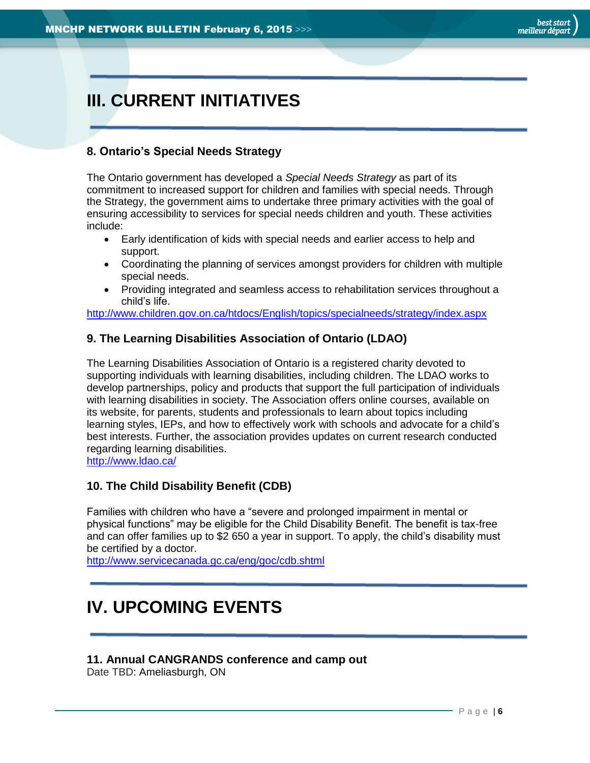# III. CURRENT INITIATIVES

### 8. Ontario's Special Needs Strategy

The Ontario government has developed a *Special Needs Strategy* as part of its commitment to increased support for children and families with special needs. Through the Strategy, the government aims to undertake three primary activities with the goal of ensuring accessibility to services for special needs children and youth. These activities include:

- Early identification of kids with special needs and earlier access to help and support.
- Coordinating the planning of services amongst providers for children with multiple special needs.
- Providing integrated and seamless access to rehabilitation services throughout a child's life.

http://www.children.gov.on.ca/htdocs/English/topics/specialneeds/strategy/index.aspx

### 9. The Learning Disabilities Association of Ontario (LDAO)

The Learning Disabilities Association of Ontario is a registered charity devoted to supporting individuals with learning disabilities, including children. The LDAO works to develop partnerships, policy and products that support the full participation of individuals with learning disabilities in society. The Association offers online courses, available on its website, for parents, students and professionals to learn about topics including learning styles, IEPs, and how to effectively work with schools and advocate for a child's best interests. Further, the association provides updates on current research conducted regarding learning disabilities.
http://www.ldao.ca/

### 10. The Child Disability Benefit (CDB)

Families with children who have a "severe and prolonged impairment in mental or physical functions" may be eligible for the Child Disability Benefit. The benefit is tax-free and can offer families up to $2 650 a year in support. To apply, the child's disability must be certified by a doctor.
http://www.servicecanada.gc.ca/eng/goc/cdb.shtml

# IV. UPCOMING EVENTS

### 11. Annual CANGRANDS conference and camp out

Date TBD: Ameliasburgh, ON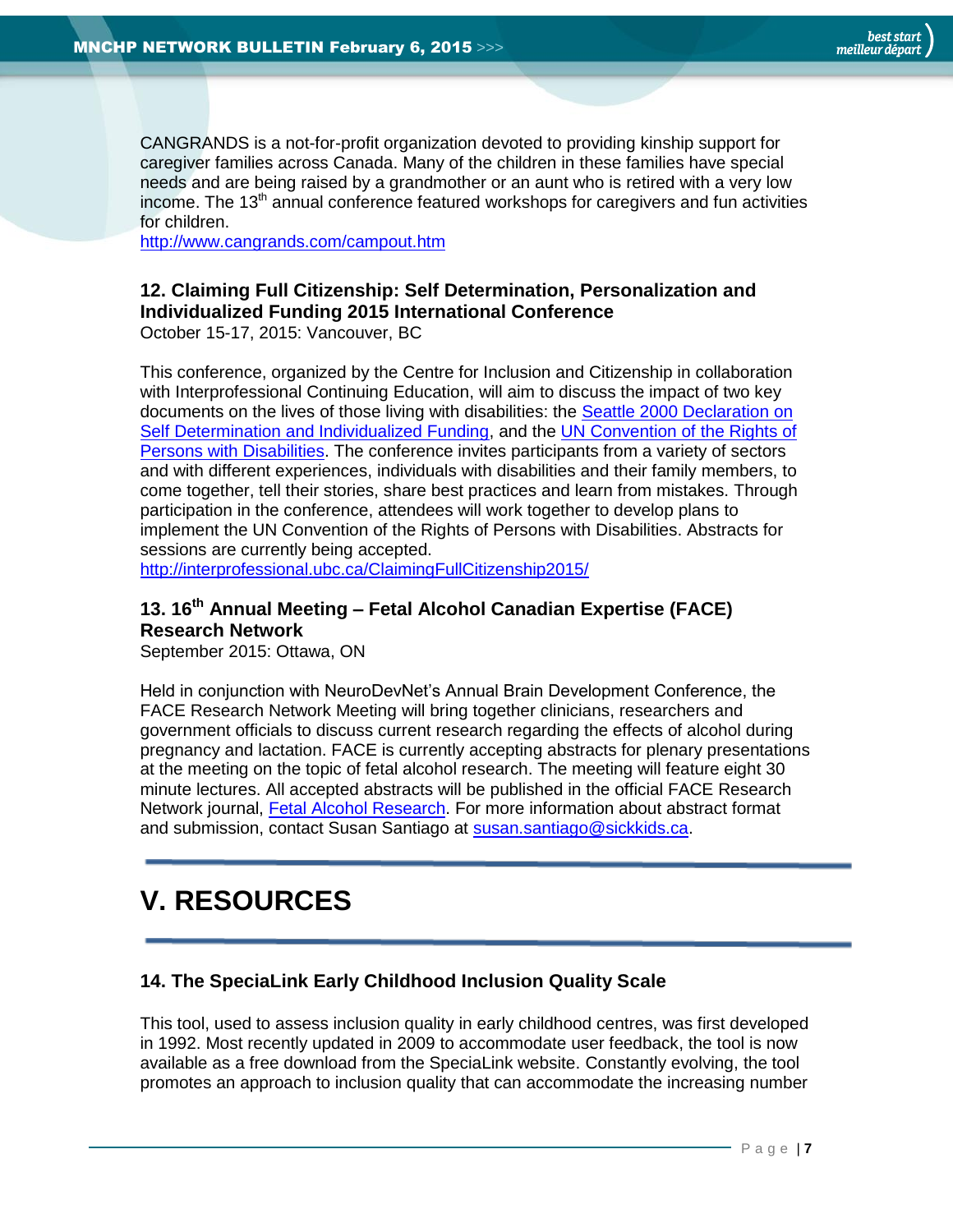CANGRANDS is a not-for-profit organization devoted to providing kinship support for caregiver families across Canada. Many of the children in these families have special needs and are being raised by a grandmother or an aunt who is retired with a very low income. The 13th annual conference featured workshops for caregivers and fun activities for children.
http://www.cangrands.com/campout.htm

### 12. Claiming Full Citizenship: Self Determination, Personalization and Individualized Funding 2015 International Conference

October 15-17, 2015: Vancouver, BC

This conference, organized by the Centre for Inclusion and Citizenship in collaboration with Interprofessional Continuing Education, will aim to discuss the impact of two key documents on the lives of those living with disabilities: the Seattle 2000 Declaration on Self Determination and Individualized Funding, and the UN Convention of the Rights of Persons with Disabilities. The conference invites participants from a variety of sectors and with different experiences, individuals with disabilities and their family members, to come together, tell their stories, share best practices and learn from mistakes. Through participation in the conference, attendees will work together to develop plans to implement the UN Convention of the Rights of Persons with Disabilities. Abstracts for sessions are currently being accepted.
http://interprofessional.ubc.ca/ClaimingFullCitizenship2015/

### 13. 16th Annual Meeting – Fetal Alcohol Canadian Expertise (FACE) Research Network

September 2015: Ottawa, ON

Held in conjunction with NeuroDevNet's Annual Brain Development Conference, the FACE Research Network Meeting will bring together clinicians, researchers and government officials to discuss current research regarding the effects of alcohol during pregnancy and lactation. FACE is currently accepting abstracts for plenary presentations at the meeting on the topic of fetal alcohol research. The meeting will feature eight 30 minute lectures. All accepted abstracts will be published in the official FACE Research Network journal, Fetal Alcohol Research. For more information about abstract format and submission, contact Susan Santiago at susan.santiago@sickkids.ca.

## V. RESOURCES

### 14. The SpeciaLink Early Childhood Inclusion Quality Scale

This tool, used to assess inclusion quality in early childhood centres, was first developed in 1992. Most recently updated in 2009 to accommodate user feedback, the tool is now available as a free download from the SpeciaLink website. Constantly evolving, the tool promotes an approach to inclusion quality that can accommodate the increasing number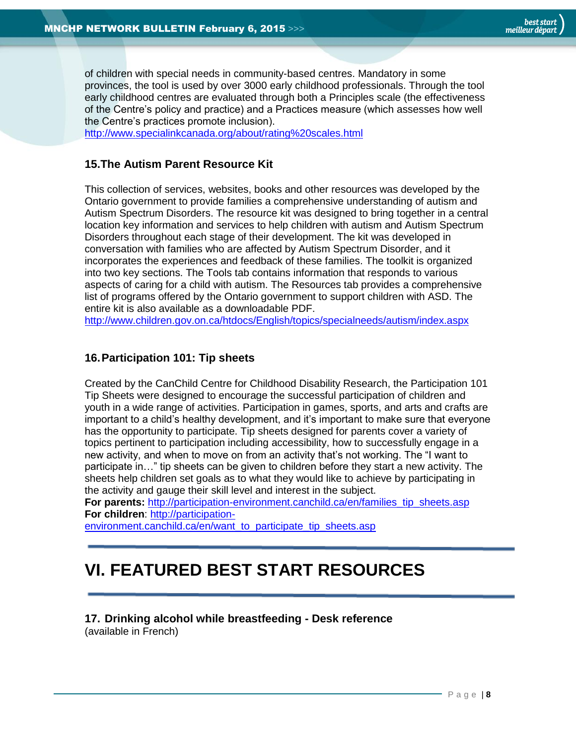of children with special needs in community-based centres. Mandatory in some provinces, the tool is used by over 3000 early childhood professionals. Through the tool early childhood centres are evaluated through both a Principles scale (the effectiveness of the Centre's policy and practice) and a Practices measure (which assesses how well the Centre's practices promote inclusion).
http://www.specialinkcanada.org/about/rating%20scales.html

### 15.The Autism Parent Resource Kit

This collection of services, websites, books and other resources was developed by the Ontario government to provide families a comprehensive understanding of autism and Autism Spectrum Disorders. The resource kit was designed to bring together in a central location key information and services to help children with autism and Autism Spectrum Disorders throughout each stage of their development. The kit was developed in conversation with families who are affected by Autism Spectrum Disorder, and it incorporates the experiences and feedback of these families. The toolkit is organized into two key sections. The Tools tab contains information that responds to various aspects of caring for a child with autism. The Resources tab provides a comprehensive list of programs offered by the Ontario government to support children with ASD. The entire kit is also available as a downloadable PDF.
http://www.children.gov.on.ca/htdocs/English/topics/specialneeds/autism/index.aspx

### 16. Participation 101: Tip sheets

Created by the CanChild Centre for Childhood Disability Research, the Participation 101 Tip Sheets were designed to encourage the successful participation of children and youth in a wide range of activities. Participation in games, sports, and arts and crafts are important to a child's healthy development, and it's important to make sure that everyone has the opportunity to participate. Tip sheets designed for parents cover a variety of topics pertinent to participation including accessibility, how to successfully engage in a new activity, and when to move on from an activity that's not working. The "I want to participate in…" tip sheets can be given to children before they start a new activity. The sheets help children set goals as to what they would like to achieve by participating in the activity and gauge their skill level and interest in the subject.
**For parents:** http://participation-environment.canchild.ca/en/families_tip_sheets.asp
**For children**: http://participation-environment.canchild.ca/en/want_to_participate_tip_sheets.asp

## VI. FEATURED BEST START RESOURCES

### 17. Drinking alcohol while breastfeeding - Desk reference

(available in French)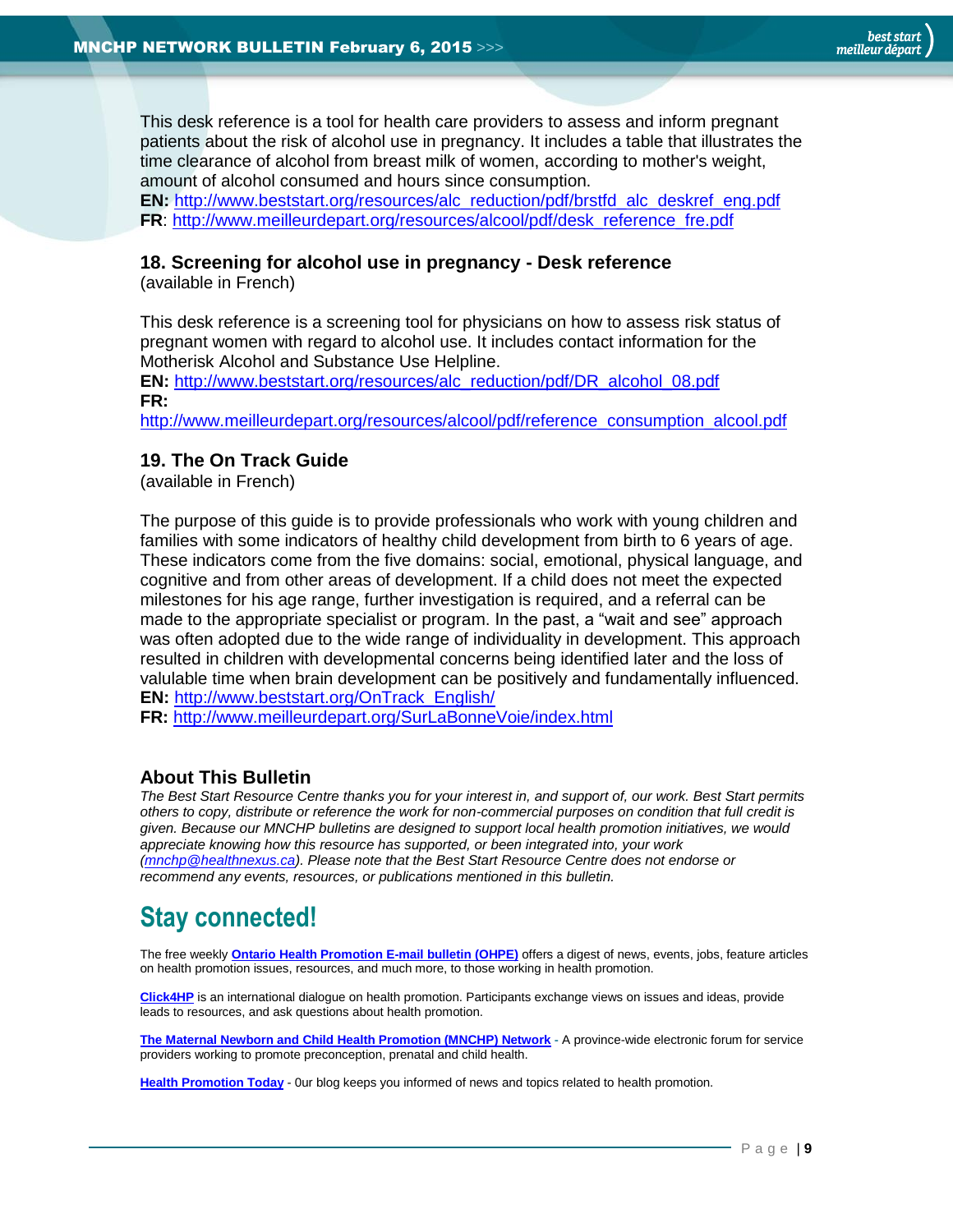This desk reference is a tool for health care providers to assess and inform pregnant patients about the risk of alcohol use in pregnancy. It includes a table that illustrates the time clearance of alcohol from breast milk of women, according to mother's weight, amount of alcohol consumed and hours since consumption.
**EN:** http://www.beststart.org/resources/alc_reduction/pdf/brstfd_alc_deskref_eng.pdf
**FR**: http://www.meilleurdepart.org/resources/alcool/pdf/desk_reference_fre.pdf

### 18. Screening for alcohol use in pregnancy - Desk reference

(available in French)

This desk reference is a screening tool for physicians on how to assess risk status of pregnant women with regard to alcohol use. It includes contact information for the Motherisk Alcohol and Substance Use Helpline.
**EN:** http://www.beststart.org/resources/alc_reduction/pdf/DR_alcohol_08.pdf
**FR:**
http://www.meilleurdepart.org/resources/alcool/pdf/reference_consumption_alcool.pdf

### 19. The On Track Guide

(available in French)

The purpose of this guide is to provide professionals who work with young children and families with some indicators of healthy child development from birth to 6 years of age. These indicators come from the five domains: social, emotional, physical language, and cognitive and from other areas of development. If a child does not meet the expected milestones for his age range, further investigation is required, and a referral can be made to the appropriate specialist or program. In the past, a "wait and see" approach was often adopted due to the wide range of individuality in development. This approach resulted in children with developmental concerns being identified later and the loss of valulable time when brain development can be positively and fundamentally influenced.
**EN:** http://www.beststart.org/OnTrack_English/
**FR:** http://www.meilleurdepart.org/SurLaBonneVoie/index.html

### About This Bulletin

*The Best Start Resource Centre thanks you for your interest in, and support of, our work. Best Start permits others to copy, distribute or reference the work for non-commercial purposes on condition that full credit is given. Because our MNCHP bulletins are designed to support local health promotion initiatives, we would appreciate knowing how this resource has supported, or been integrated into, your work (mnchp@healthnexus.ca). Please note that the Best Start Resource Centre does not endorse or recommend any events, resources, or publications mentioned in this bulletin.*

## Stay connected!

The free weekly **Ontario Health Promotion E-mail bulletin (OHPE)** offers a digest of news, events, jobs, feature articles on health promotion issues, resources, and much more, to those working in health promotion.

**Click4HP** is an international dialogue on health promotion. Participants exchange views on issues and ideas, provide leads to resources, and ask questions about health promotion.

**The Maternal Newborn and Child Health Promotion (MNCHP) Network** - A province-wide electronic forum for service providers working to promote preconception, prenatal and child health.

**Health Promotion Today** - 0ur blog keeps you informed of news and topics related to health promotion.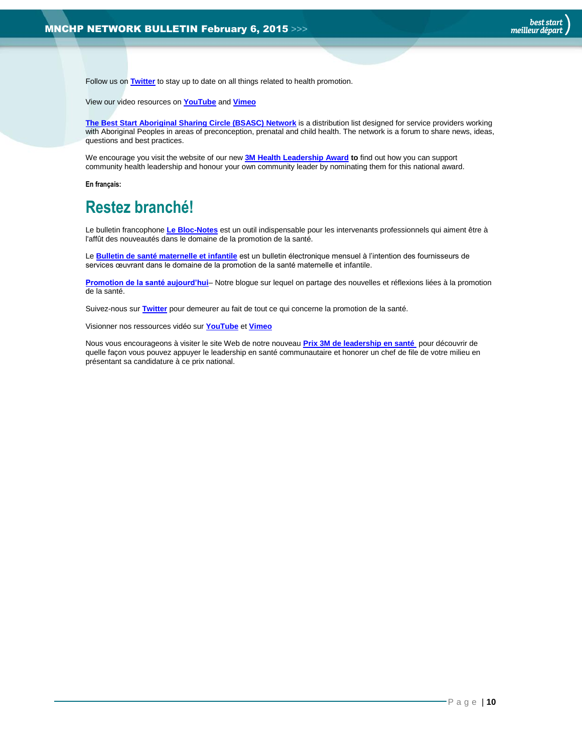Follow us on **[Twitter]** to stay up to date on all things related to health promotion.

View our video resources on **YouTube** and **Vimeo**

**The Best Start Aboriginal Sharing Circle (BSASC) Network** is a distribution list designed for service providers working with Aboriginal Peoples in areas of preconception, prenatal and child health. The network is a forum to share news, ideas, questions and best practices.

We encourage you visit the website of our new **3M Health Leadership Award** **to** find out how you can support community health leadership and honour your own community leader by nominating them for this national award.

**En français:**

# Restez branché!

Le bulletin francophone **Le Bloc-Notes** est un outil indispensable pour les intervenants professionnels qui aiment être à l'affût des nouveautés dans le domaine de la promotion de la santé.

Le **Bulletin de santé maternelle et infantile** est un bulletin électronique mensuel à l'intention des fournisseurs de services œuvrant dans le domaine de la promotion de la santé maternelle et infantile.

**Promotion de la santé aujourd'hui**– Notre blogue sur lequel on partage des nouvelles et réflexions liées à la promotion de la santé.

Suivez-nous sur **Twitter** pour demeurer au fait de tout ce qui concerne la promotion de la santé.

Visionner nos ressources vidéo sur **YouTube** et **Vimeo**

Nous vous encourageons à visiter le site Web de notre nouveau **Prix 3M de leadership en santé** pour découvrir de quelle façon vous pouvez appuyer le leadership en santé communautaire et honorer un chef de file de votre milieu en présentant sa candidature à ce prix national.